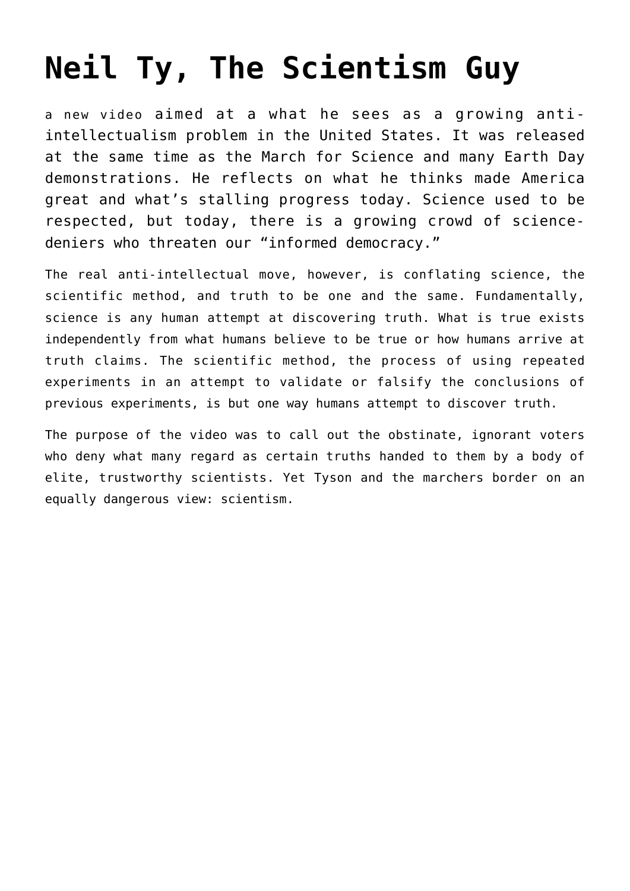# Neil Ty, The Scientism Guy

a new video aimed at a what he sees as a growing anti-intellectualism problem in the United States. It was released at the same time as the March for Science and many Earth Day demonstrations. He reflects on what he thinks made America great and what's stalling progress today. Science used to be respected, but today, there is a growing crowd of science-deniers who threaten our "informed democracy."

The real anti-intellectual move, however, is conflating science, the scientific method, and truth to be one and the same. Fundamentally, science is any human attempt at discovering truth. What is true exists independently from what humans believe to be true or how humans arrive at truth claims. The scientific method, the process of using repeated experiments in an attempt to validate or falsify the conclusions of previous experiments, is but one way humans attempt to discover truth.

The purpose of the video was to call out the obstinate, ignorant voters who deny what many regard as certain truths handed to them by a body of elite, trustworthy scientists. Yet Tyson and the marchers border on an equally dangerous view: scientism.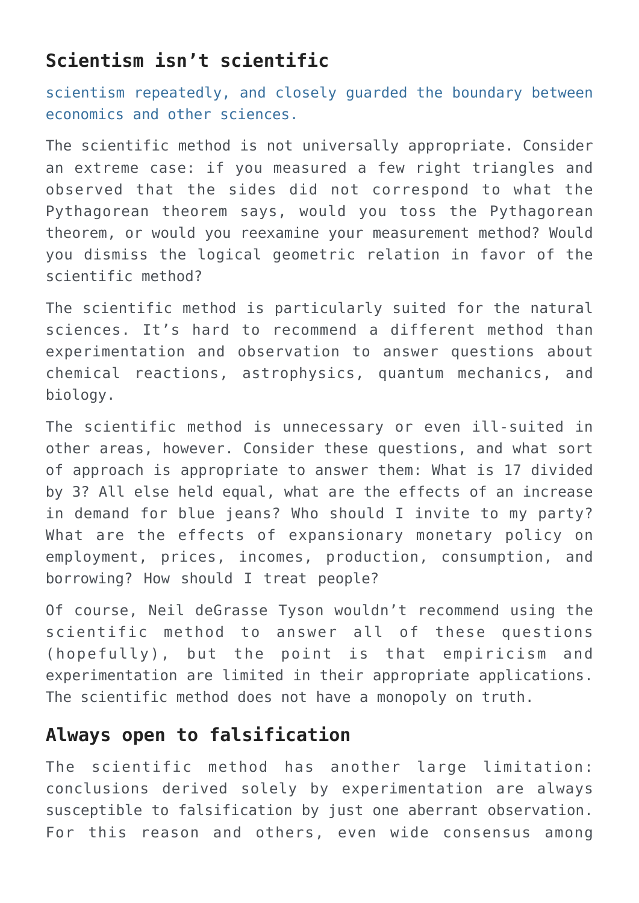## Scientism isn't scientific

scientism repeatedly, and closely guarded the boundary between economics and other sciences.

The scientific method is not universally appropriate. Consider an extreme case: if you measured a few right triangles and observed that the sides did not correspond to what the Pythagorean theorem says, would you toss the Pythagorean theorem, or would you reexamine your measurement method? Would you dismiss the logical geometric relation in favor of the scientific method?

The scientific method is particularly suited for the natural sciences. It's hard to recommend a different method than experimentation and observation to answer questions about chemical reactions, astrophysics, quantum mechanics, and biology.

The scientific method is unnecessary or even ill-suited in other areas, however. Consider these questions, and what sort of approach is appropriate to answer them: What is 17 divided by 3? All else held equal, what are the effects of an increase in demand for blue jeans? Who should I invite to my party? What are the effects of expansionary monetary policy on employment, prices, incomes, production, consumption, and borrowing? How should I treat people?

Of course, Neil deGrasse Tyson wouldn't recommend using the scientific method to answer all of these questions (hopefully), but the point is that empiricism and experimentation are limited in their appropriate applications. The scientific method does not have a monopoly on truth.

## Always open to falsification

The scientific method has another large limitation: conclusions derived solely by experimentation are always susceptible to falsification by just one aberrant observation. For this reason and others, even wide consensus among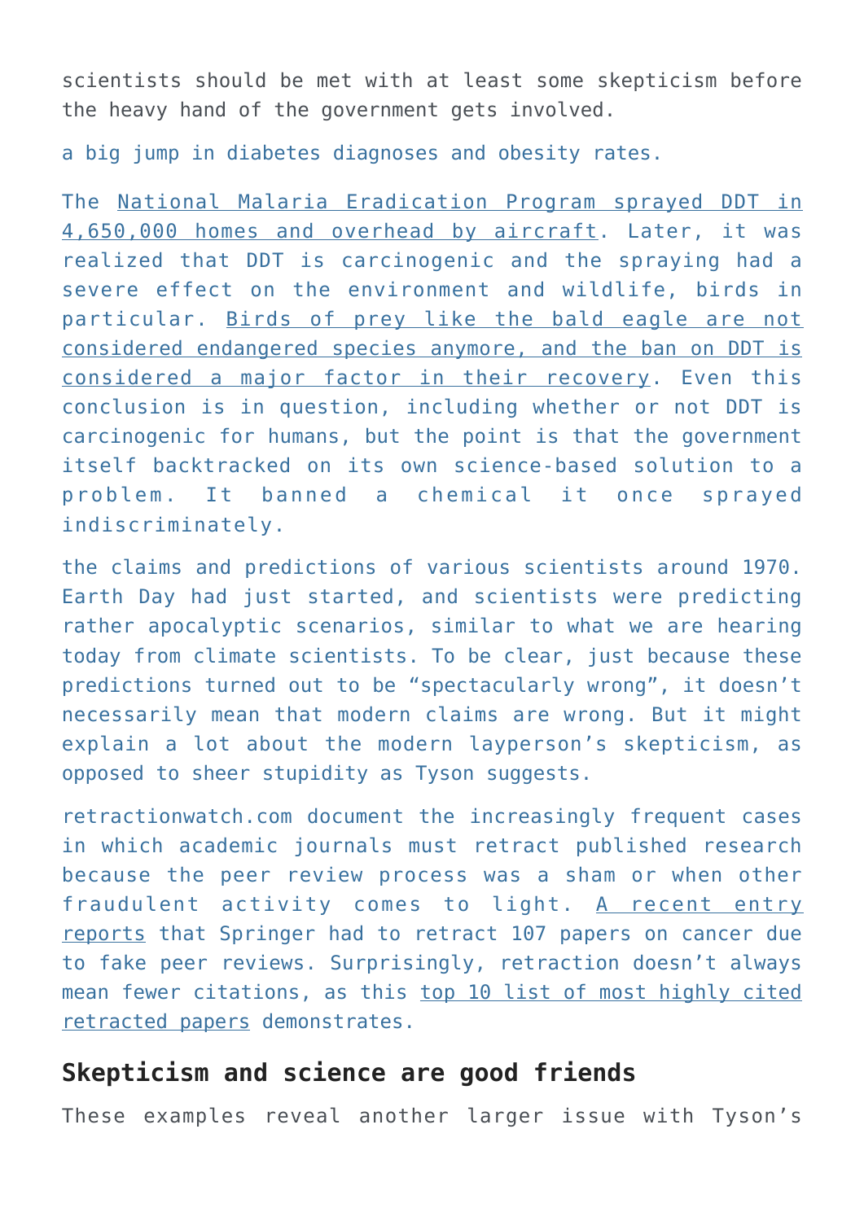scientists should be met with at least some skepticism before the heavy hand of the government gets involved.

a big jump in diabetes diagnoses and obesity rates.

The National Malaria Eradication Program sprayed DDT in 4,650,000 homes and overhead by aircraft. Later, it was realized that DDT is carcinogenic and the spraying had a severe effect on the environment and wildlife, birds in particular. Birds of prey like the bald eagle are not considered endangered species anymore, and the ban on DDT is considered a major factor in their recovery. Even this conclusion is in question, including whether or not DDT is carcinogenic for humans, but the point is that the government itself backtracked on its own science-based solution to a problem. It banned a chemical it once sprayed indiscriminately.

the claims and predictions of various scientists around 1970. Earth Day had just started, and scientists were predicting rather apocalyptic scenarios, similar to what we are hearing today from climate scientists. To be clear, just because these predictions turned out to be "spectacularly wrong", it doesn't necessarily mean that modern claims are wrong. But it might explain a lot about the modern layperson's skepticism, as opposed to sheer stupidity as Tyson suggests.

retractionwatch.com document the increasingly frequent cases in which academic journals must retract published research because the peer review process was a sham or when other fraudulent activity comes to light. A recent entry reports that Springer had to retract 107 papers on cancer due to fake peer reviews. Surprisingly, retraction doesn't always mean fewer citations, as this top 10 list of most highly cited retracted papers demonstrates.

## Skepticism and science are good friends

These examples reveal another larger issue with Tyson's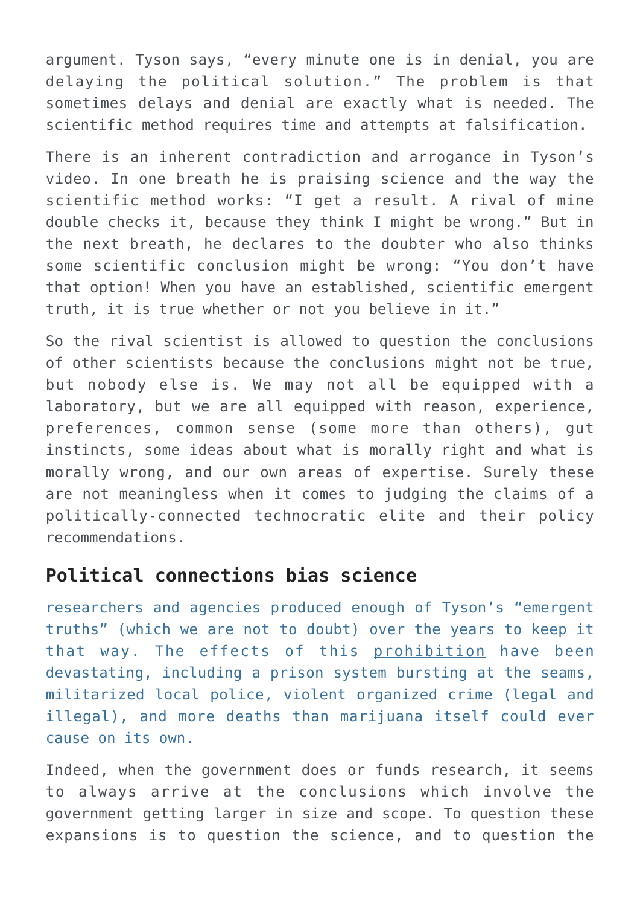argument. Tyson says, "every minute one is in denial, you are delaying the political solution." The problem is that sometimes delays and denial are exactly what is needed. The scientific method requires time and attempts at falsification.

There is an inherent contradiction and arrogance in Tyson's video. In one breath he is praising science and the way the scientific method works: "I get a result. A rival of mine double checks it, because they think I might be wrong." But in the next breath, he declares to the doubter who also thinks some scientific conclusion might be wrong: "You don't have that option! When you have an established, scientific emergent truth, it is true whether or not you believe in it."

So the rival scientist is allowed to question the conclusions of other scientists because the conclusions might not be true, but nobody else is. We may not all be equipped with a laboratory, but we are all equipped with reason, experience, preferences, common sense (some more than others), gut instincts, some ideas about what is morally right and what is morally wrong, and our own areas of expertise. Surely these are not meaningless when it comes to judging the claims of a politically-connected technocratic elite and their policy recommendations.

## Political connections bias science

researchers and agencies produced enough of Tyson's "emergent truths" (which we are not to doubt) over the years to keep it that way. The effects of this prohibition have been devastating, including a prison system bursting at the seams, militarized local police, violent organized crime (legal and illegal), and more deaths than marijuana itself could ever cause on its own.

Indeed, when the government does or funds research, it seems to always arrive at the conclusions which involve the government getting larger in size and scope. To question these expansions is to question the science, and to question the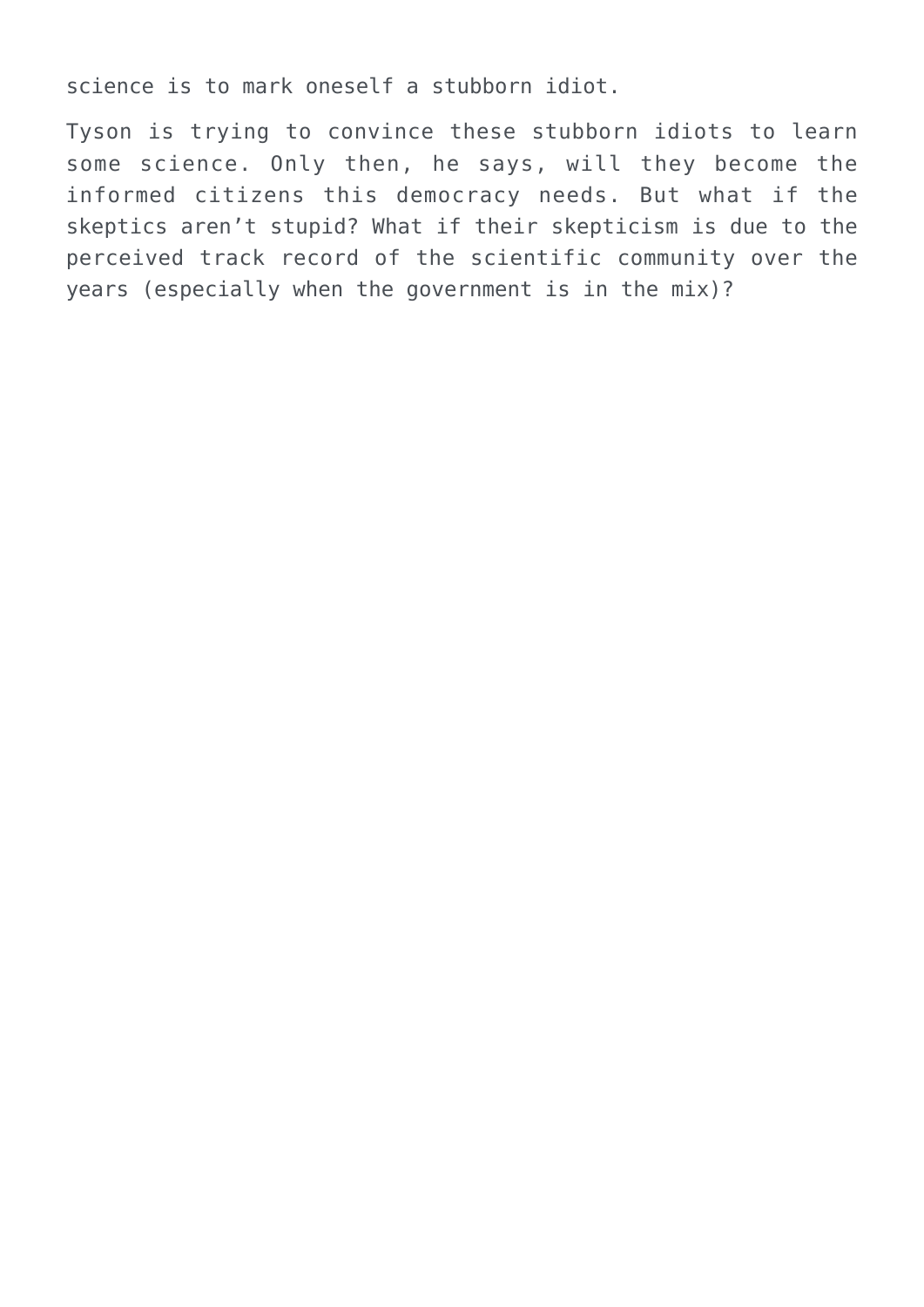science is to mark oneself a stubborn idiot.

Tyson is trying to convince these stubborn idiots to learn some science. Only then, he says, will they become the informed citizens this democracy needs. But what if the skeptics aren't stupid? What if their skepticism is due to the perceived track record of the scientific community over the years (especially when the government is in the mix)?